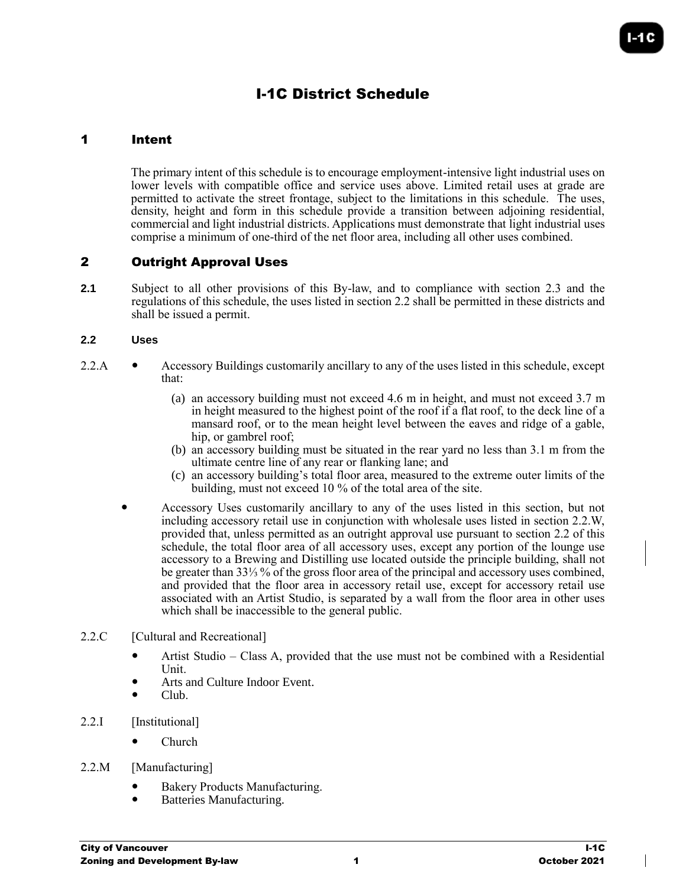# I-1C District Schedule

## 1 Intent

The primary intent of this schedule is to encourage employment-intensive light industrial uses on lower levels with compatible office and service uses above. Limited retail uses at grade are permitted to activate the street frontage, subject to the limitations in this schedule. The uses, density, height and form in this schedule provide a transition between adjoining residential, commercial and light industrial districts. Applications must demonstrate that light industrial uses comprise a minimum of one-third of the net floor area, including all other uses combined.

## 2 Outright Approval Uses

**2.1** Subject to all other provisions of this By-law, and to compliance with section 2.3 and the regulations of this schedule, the uses listed in section 2.2 shall be permitted in these districts and shall be issued a permit.

### 2.2 Uses

2.2.A

- Accessory Buildings customarily ancillary to any of the uses listed in this schedule, except that:
  - (a) an accessory building must not exceed 4.6 m in height, and must not exceed 3.7 m in height measured to the highest point of the roof if a flat roof, to the deck line of a mansard roof, or to the mean height level between the eaves and ridge of a gable, hip, or gambrel roof;
  - (b) an accessory building must be situated in the rear yard no less than 3.1 m from the ultimate centre line of any rear or flanking lane; and
  - (c) an accessory building's total floor area, measured to the extreme outer limits of the building, must not exceed 10 % of the total area of the site.
- Accessory Uses customarily ancillary to any of the uses listed in this section, but not including accessory retail use in conjunction with wholesale uses listed in section 2.2.W, provided that, unless permitted as an outright approval use pursuant to section 2.2 of this schedule, the total floor area of all accessory uses, except any portion of the lounge use accessory to a Brewing and Distilling use located outside the principle building, shall not be greater than 33⅓ % of the gross floor area of the principal and accessory uses combined, and provided that the floor area in accessory retail use, except for accessory retail use associated with an Artist Studio, is separated by a wall from the floor area in other uses which shall be inaccessible to the general public.

2.2.C [Cultural and Recreational]

- Artist Studio – Class A, provided that the use must not be combined with a Residential Unit.
- Arts and Culture Indoor Event.
- Club.

2.2.I [Institutional]

- Church

2.2.M [Manufacturing]

- Bakery Products Manufacturing.
- Batteries Manufacturing.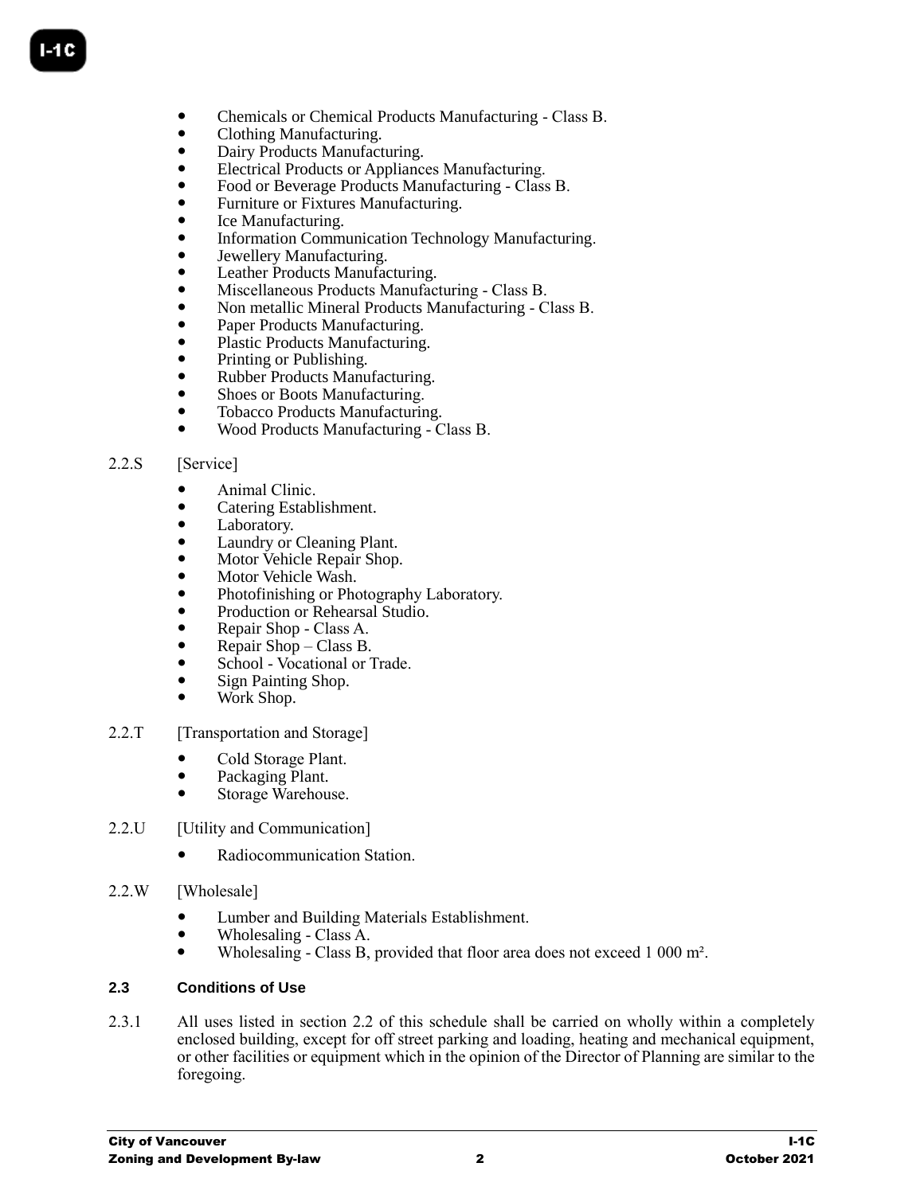- Chemicals or Chemical Products Manufacturing - Class B.
- Clothing Manufacturing.
- Dairy Products Manufacturing.
- Electrical Products or Appliances Manufacturing.
- Food or Beverage Products Manufacturing - Class B.
- Furniture or Fixtures Manufacturing.
- Ice Manufacturing.
- Information Communication Technology Manufacturing.
- Jewellery Manufacturing.
- Leather Products Manufacturing.
- Miscellaneous Products Manufacturing - Class B.
- Non metallic Mineral Products Manufacturing - Class B.
- Paper Products Manufacturing.
- Plastic Products Manufacturing.
- Printing or Publishing.
- Rubber Products Manufacturing.
- Shoes or Boots Manufacturing.
- Tobacco Products Manufacturing.
- Wood Products Manufacturing - Class B.

2.2.S [Service]

- Animal Clinic.
- Catering Establishment.
- Laboratory.
- Laundry or Cleaning Plant.
- Motor Vehicle Repair Shop.
- Motor Vehicle Wash.
- Photofinishing or Photography Laboratory.
- Production or Rehearsal Studio.
- Repair Shop - Class A.
- Repair Shop – Class B.
- School - Vocational or Trade.
- Sign Painting Shop.
- Work Shop.

2.2.T [Transportation and Storage]

- Cold Storage Plant.
- Packaging Plant.
- Storage Warehouse.

2.2.U [Utility and Communication]

- Radiocommunication Station.

2.2.W [Wholesale]

- Lumber and Building Materials Establishment.
- Wholesaling - Class A.
- Wholesaling - Class B, provided that floor area does not exceed 1 000 m².

### 2.3 Conditions of Use

2.3.1 All uses listed in section 2.2 of this schedule shall be carried on wholly within a completely enclosed building, except for off street parking and loading, heating and mechanical equipment, or other facilities or equipment which in the opinion of the Director of Planning are similar to the foregoing.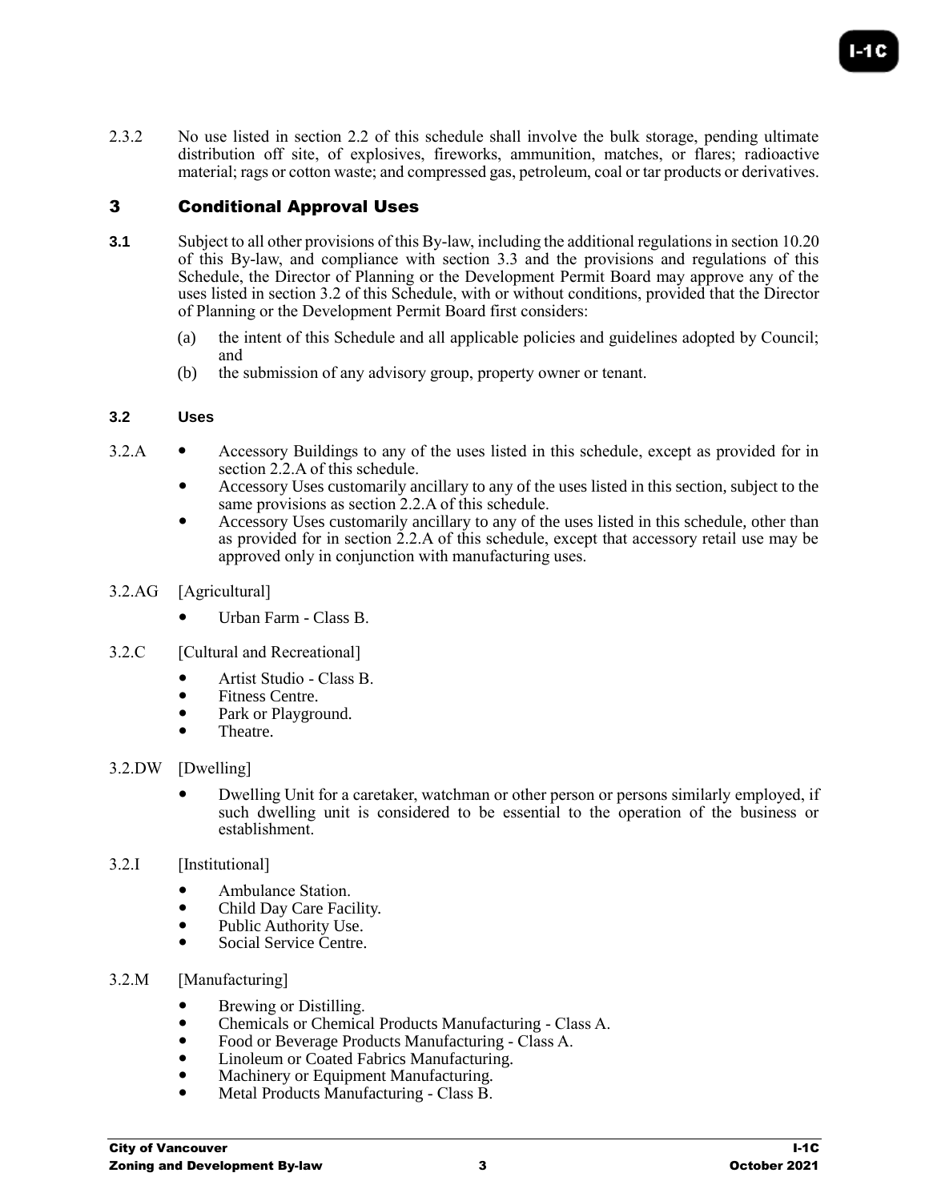2.3.2 No use listed in section 2.2 of this schedule shall involve the bulk storage, pending ultimate distribution off site, of explosives, fireworks, ammunition, matches, or flares; radioactive material; rags or cotton waste; and compressed gas, petroleum, coal or tar products or derivatives.

## 3 Conditional Approval Uses

**3.1** Subject to all other provisions of this By-law, including the additional regulations in section 10.20 of this By-law, and compliance with section 3.3 and the provisions and regulations of this Schedule, the Director of Planning or the Development Permit Board may approve any of the uses listed in section 3.2 of this Schedule, with or without conditions, provided that the Director of Planning or the Development Permit Board first considers:

(a) the intent of this Schedule and all applicable policies and guidelines adopted by Council; and

(b) the submission of any advisory group, property owner or tenant.

### 3.2 Uses

3.2.A

- Accessory Buildings to any of the uses listed in this schedule, except as provided for in section 2.2.A of this schedule.
- Accessory Uses customarily ancillary to any of the uses listed in this section, subject to the same provisions as section 2.2.A of this schedule.
- Accessory Uses customarily ancillary to any of the uses listed in this schedule, other than as provided for in section 2.2.A of this schedule, except that accessory retail use may be approved only in conjunction with manufacturing uses.

3.2.AG [Agricultural]

- Urban Farm - Class B.

3.2.C [Cultural and Recreational]

- Artist Studio - Class B.
- Fitness Centre.
- Park or Playground.
- Theatre.

3.2.DW [Dwelling]

- Dwelling Unit for a caretaker, watchman or other person or persons similarly employed, if such dwelling unit is considered to be essential to the operation of the business or establishment.

3.2.I [Institutional]

- Ambulance Station.
- Child Day Care Facility.
- Public Authority Use.
- Social Service Centre.

3.2.M [Manufacturing]

- Brewing or Distilling.
- Chemicals or Chemical Products Manufacturing - Class A.
- Food or Beverage Products Manufacturing - Class A.
- Linoleum or Coated Fabrics Manufacturing.
- Machinery or Equipment Manufacturing.
- Metal Products Manufacturing - Class B.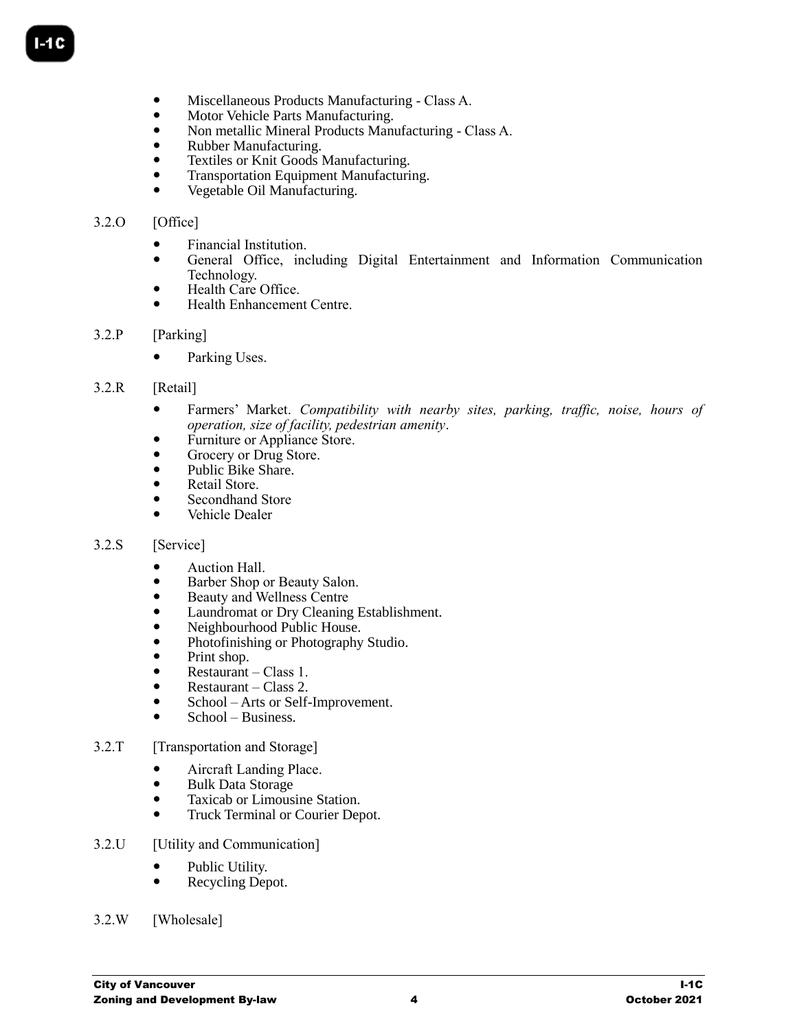- Miscellaneous Products Manufacturing - Class A.
- Motor Vehicle Parts Manufacturing.
- Non metallic Mineral Products Manufacturing - Class A.
- Rubber Manufacturing.
- Textiles or Knit Goods Manufacturing.
- Transportation Equipment Manufacturing.
- Vegetable Oil Manufacturing.

3.2.O [Office]

- Financial Institution.
- General Office, including Digital Entertainment and Information Communication Technology.
- Health Care Office.
- Health Enhancement Centre.

3.2.P [Parking]

- Parking Uses.

3.2.R [Retail]

- Farmers' Market. *Compatibility with nearby sites, parking, traffic, noise, hours of operation, size of facility, pedestrian amenity*.
- Furniture or Appliance Store.
- Grocery or Drug Store.
- Public Bike Share.
- Retail Store.
- Secondhand Store
- Vehicle Dealer

3.2.S [Service]

- Auction Hall.
- Barber Shop or Beauty Salon.
- Beauty and Wellness Centre
- Laundromat or Dry Cleaning Establishment.
- Neighbourhood Public House.
- Photofinishing or Photography Studio.
- Print shop.
- Restaurant – Class 1.
- Restaurant – Class 2.
- School – Arts or Self-Improvement.
- School – Business.

3.2.T [Transportation and Storage]

- Aircraft Landing Place.
- Bulk Data Storage
- Taxicab or Limousine Station.
- Truck Terminal or Courier Depot.

3.2.U [Utility and Communication]

- Public Utility.
- Recycling Depot.

3.2.W [Wholesale]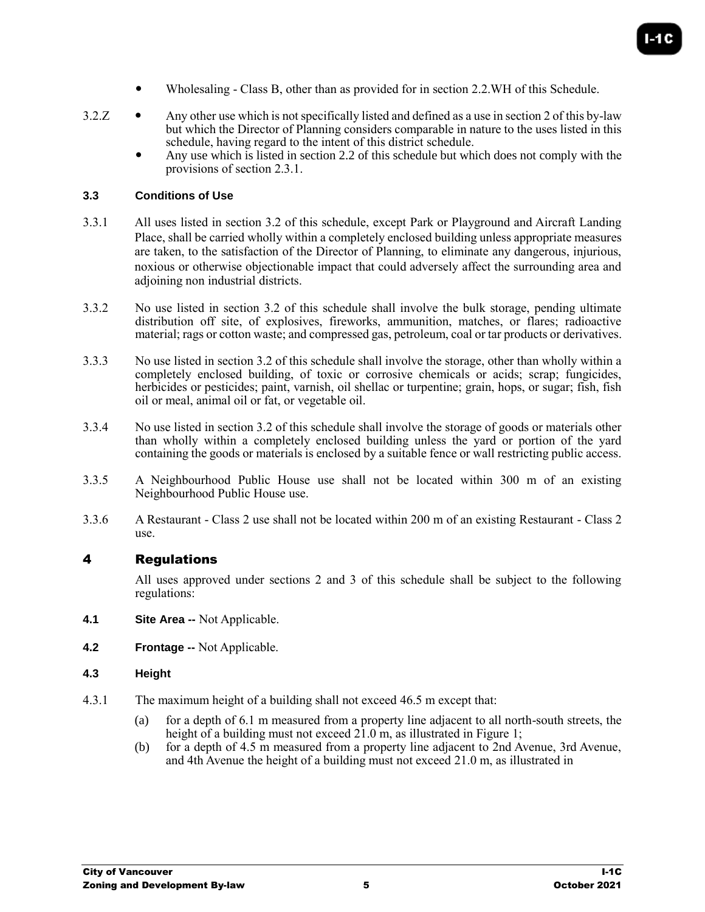- Wholesaling - Class B, other than as provided for in section 2.2.WH of this Schedule.

3.2.Z
- Any other use which is not specifically listed and defined as a use in section 2 of this by-law but which the Director of Planning considers comparable in nature to the uses listed in this schedule, having regard to the intent of this district schedule.
- Any use which is listed in section 2.2 of this schedule but which does not comply with the provisions of section 2.3.1.

### 3.3 Conditions of Use

3.3.1 All uses listed in section 3.2 of this schedule, except Park or Playground and Aircraft Landing Place, shall be carried wholly within a completely enclosed building unless appropriate measures are taken, to the satisfaction of the Director of Planning, to eliminate any dangerous, injurious, noxious or otherwise objectionable impact that could adversely affect the surrounding area and adjoining non industrial districts.

3.3.2 No use listed in section 3.2 of this schedule shall involve the bulk storage, pending ultimate distribution off site, of explosives, fireworks, ammunition, matches, or flares; radioactive material; rags or cotton waste; and compressed gas, petroleum, coal or tar products or derivatives.

3.3.3 No use listed in section 3.2 of this schedule shall involve the storage, other than wholly within a completely enclosed building, of toxic or corrosive chemicals or acids; scrap; fungicides, herbicides or pesticides; paint, varnish, oil shellac or turpentine; grain, hops, or sugar; fish, fish oil or meal, animal oil or fat, or vegetable oil.

3.3.4 No use listed in section 3.2 of this schedule shall involve the storage of goods or materials other than wholly within a completely enclosed building unless the yard or portion of the yard containing the goods or materials is enclosed by a suitable fence or wall restricting public access.

3.3.5 A Neighbourhood Public House use shall not be located within 300 m of an existing Neighbourhood Public House use.

3.3.6 A Restaurant - Class 2 use shall not be located within 200 m of an existing Restaurant - Class 2 use.

## 4 Regulations

All uses approved under sections 2 and 3 of this schedule shall be subject to the following regulations:

**4.1 Site Area --** Not Applicable.

**4.2 Frontage --** Not Applicable.

### 4.3 Height

4.3.1 The maximum height of a building shall not exceed 46.5 m except that:

(a) for a depth of 6.1 m measured from a property line adjacent to all north-south streets, the height of a building must not exceed 21.0 m, as illustrated in Figure 1;

(b) for a depth of 4.5 m measured from a property line adjacent to 2nd Avenue, 3rd Avenue, and 4th Avenue the height of a building must not exceed 21.0 m, as illustrated in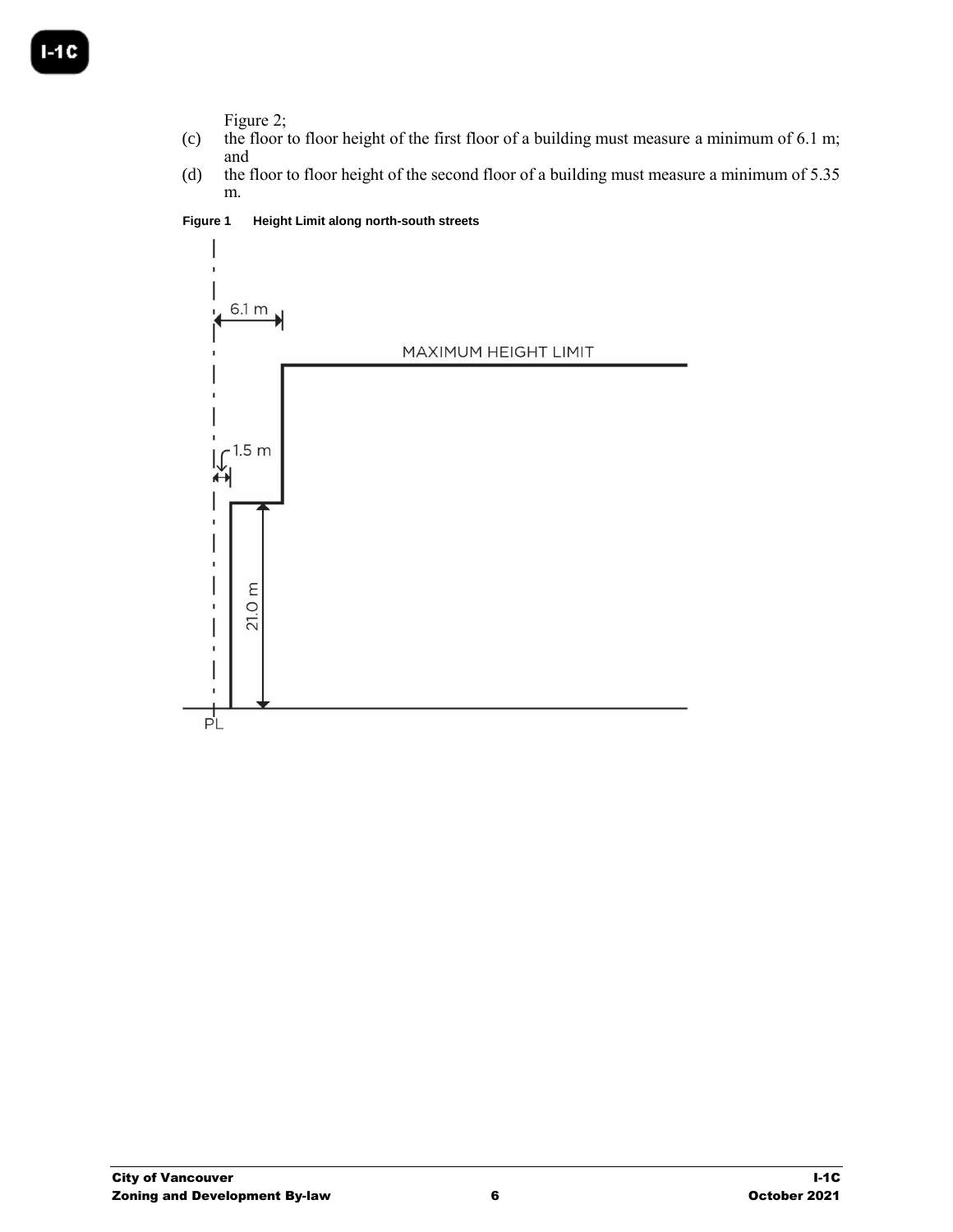Figure 2;

(c) the floor to floor height of the first floor of a building must measure a minimum of 6.1 m; and

(d) the floor to floor height of the second floor of a building must measure a minimum of 5.35 m.

**Figure 1 Height Limit along north-south streets**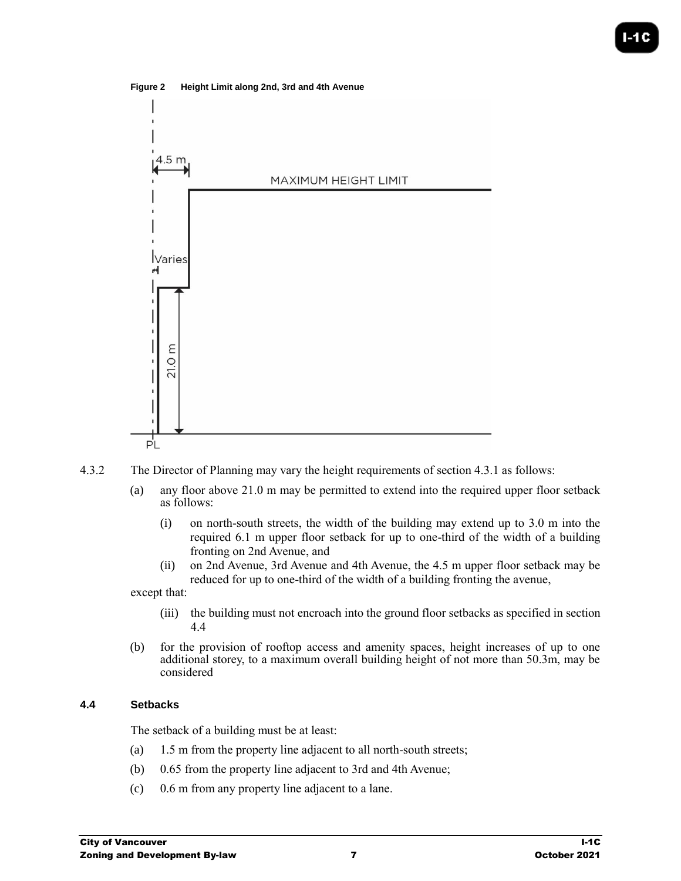**Figure 2 Height Limit along 2nd, 3rd and 4th Avenue**

4.3.2 The Director of Planning may vary the height requirements of section 4.3.1 as follows:

(a) any floor above 21.0 m may be permitted to extend into the required upper floor setback as follows:

(i) on north-south streets, the width of the building may extend up to 3.0 m into the required 6.1 m upper floor setback for up to one-third of the width of a building fronting on 2nd Avenue, and

(ii) on 2nd Avenue, 3rd Avenue and 4th Avenue, the 4.5 m upper floor setback may be reduced for up to one-third of the width of a building fronting the avenue,

except that:

(iii) the building must not encroach into the ground floor setbacks as specified in section 4.4

(b) for the provision of rooftop access and amenity spaces, height increases of up to one additional storey, to a maximum overall building height of not more than 50.3m, may be considered

### 4.4 Setbacks

The setback of a building must be at least:

(a) 1.5 m from the property line adjacent to all north-south streets;

(b) 0.65 from the property line adjacent to 3rd and 4th Avenue;

(c) 0.6 m from any property line adjacent to a lane.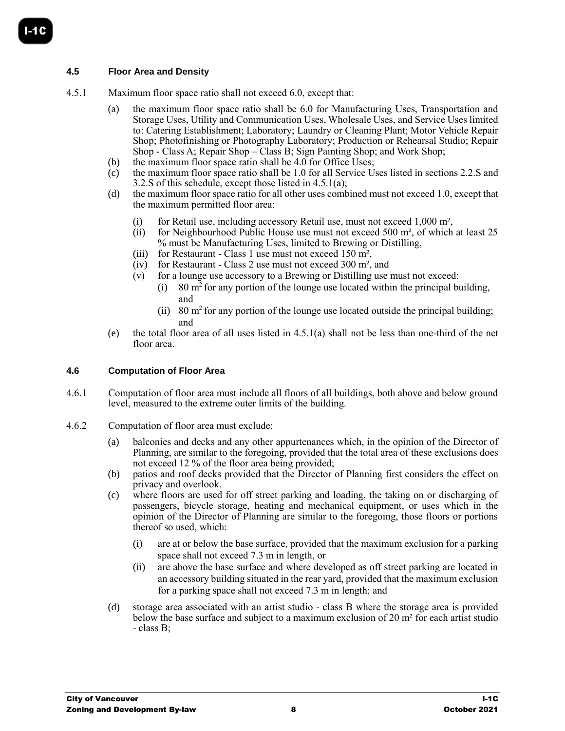### 4.5 Floor Area and Density

4.5.1 Maximum floor space ratio shall not exceed 6.0, except that:

(a) the maximum floor space ratio shall be 6.0 for Manufacturing Uses, Transportation and Storage Uses, Utility and Communication Uses, Wholesale Uses, and Service Uses limited to: Catering Establishment; Laboratory; Laundry or Cleaning Plant; Motor Vehicle Repair Shop; Photofinishing or Photography Laboratory; Production or Rehearsal Studio; Repair Shop - Class A; Repair Shop – Class B; Sign Painting Shop; and Work Shop;

(b) the maximum floor space ratio shall be 4.0 for Office Uses;

(c) the maximum floor space ratio shall be 1.0 for all Service Uses listed in sections 2.2.S and 3.2.S of this schedule, except those listed in 4.5.1(a);

(d) the maximum floor space ratio for all other uses combined must not exceed 1.0, except that the maximum permitted floor area:

   (i) for Retail use, including accessory Retail use, must not exceed 1,000 m²,

   (ii) for Neighbourhood Public House use must not exceed 500 m², of which at least 25 % must be Manufacturing Uses, limited to Brewing or Distilling,

   (iii) for Restaurant - Class 1 use must not exceed 150 m²,

   (iv) for Restaurant - Class 2 use must not exceed 300 m², and

   (v) for a lounge use accessory to a Brewing or Distilling use must not exceed:

      (i) 80 m² for any portion of the lounge use located within the principal building, and

      (ii) 80 m² for any portion of the lounge use located outside the principal building; and

(e) the total floor area of all uses listed in 4.5.1(a) shall not be less than one-third of the net floor area.

### 4.6 Computation of Floor Area

4.6.1 Computation of floor area must include all floors of all buildings, both above and below ground level, measured to the extreme outer limits of the building.

4.6.2 Computation of floor area must exclude:

(a) balconies and decks and any other appurtenances which, in the opinion of the Director of Planning, are similar to the foregoing, provided that the total area of these exclusions does not exceed 12 % of the floor area being provided;

(b) patios and roof decks provided that the Director of Planning first considers the effect on privacy and overlook.

(c) where floors are used for off street parking and loading, the taking on or discharging of passengers, bicycle storage, heating and mechanical equipment, or uses which in the opinion of the Director of Planning are similar to the foregoing, those floors or portions thereof so used, which:

   (i) are at or below the base surface, provided that the maximum exclusion for a parking space shall not exceed 7.3 m in length, or

   (ii) are above the base surface and where developed as off street parking are located in an accessory building situated in the rear yard, provided that the maximum exclusion for a parking space shall not exceed 7.3 m in length; and

(d) storage area associated with an artist studio - class B where the storage area is provided below the base surface and subject to a maximum exclusion of 20 m² for each artist studio - class B;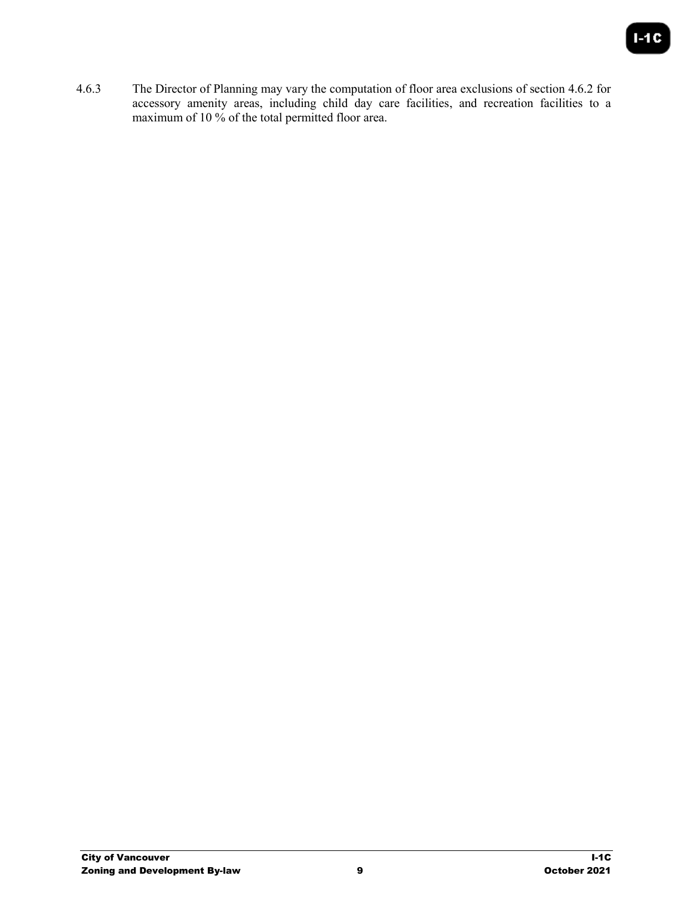4.6.3 The Director of Planning may vary the computation of floor area exclusions of section 4.6.2 for accessory amenity areas, including child day care facilities, and recreation facilities to a maximum of 10 % of the total permitted floor area.